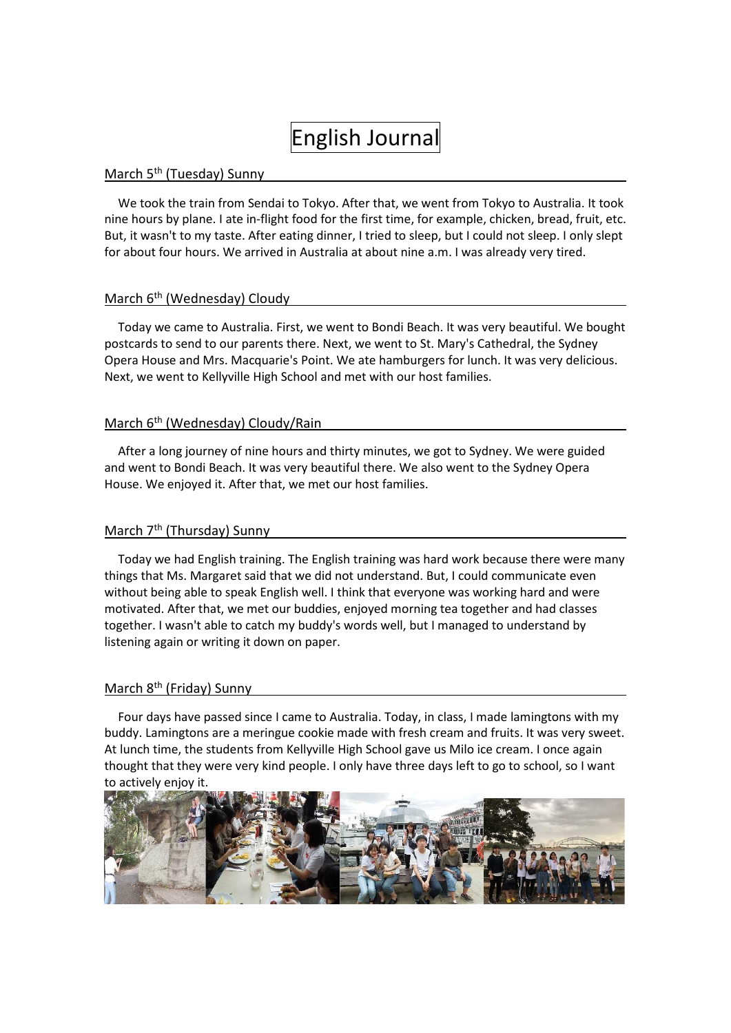# English Journal

## March 5th (Tuesday) Sunny

We took the train from Sendai to Tokyo. After that, we went from Tokyo to Australia. It took nine hours by plane. I ate in-flight food for the first time, for example, chicken, bread, fruit, etc. But, it wasn't to my taste. After eating dinner, I tried to sleep, but I could not sleep. I only slept for about four hours. We arrived in Australia at about nine a.m. I was already very tired.

## March 6th (Wednesday) Cloudy

Today we came to Australia. First, we went to Bondi Beach. It was very beautiful. We bought postcards to send to our parents there. Next, we went to St. Mary's Cathedral, the Sydney Opera House and Mrs. Macquarie's Point. We ate hamburgers for lunch. It was very delicious. Next, we went to Kellyville High School and met with our host families.

## March 6th (Wednesday) Cloudy/Rain

After a long journey of nine hours and thirty minutes, we got to Sydney. We were guided and went to Bondi Beach. It was very beautiful there. We also went to the Sydney Opera House. We enjoyed it. After that, we met our host families.

## March 7th (Thursday) Sunny

Today we had English training. The English training was hard work because there were many things that Ms. Margaret said that we did not understand. But, I could communicate even without being able to speak English well. I think that everyone was working hard and were motivated. After that, we met our buddies, enjoyed morning tea together and had classes together. I wasn't able to catch my buddy's words well, but I managed to understand by listening again or writing it down on paper.

## March 8th (Friday) Sunny

Four days have passed since I came to Australia. Today, in class, I made lamingtons with my buddy. Lamingtons are a meringue cookie made with fresh cream and fruits. It was very sweet. At lunch time, the students from Kellyville High School gave us Milo ice cream. I once again thought that they were very kind people. I only have three days left to go to school, so I want to actively enjoy it.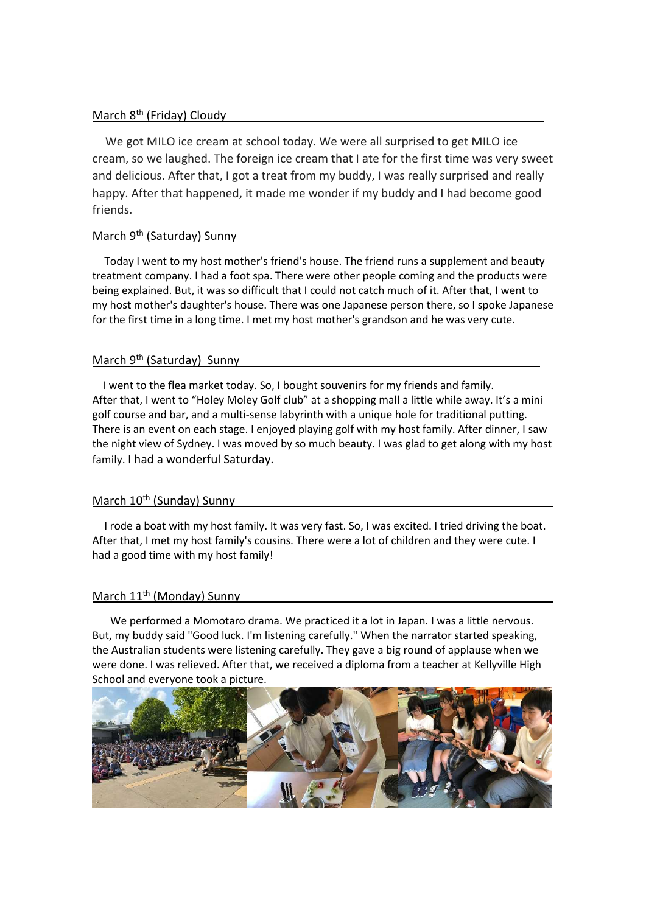March 8th (Friday) Cloudy

We got MILO ice cream at school today. We were all surprised to get MILO ice cream, so we laughed. The foreign ice cream that I ate for the first time was very sweet and delicious. After that, I got a treat from my buddy, I was really surprised and really happy. After that happened, it made me wonder if my buddy and I had become good friends.

March 9th (Saturday) Sunny

Today I went to my host mother's friend's house. The friend runs a supplement and beauty treatment company. I had a foot spa. There were other people coming and the products were being explained. But, it was so difficult that I could not catch much of it. After that, I went to my host mother's daughter's house. There was one Japanese person there, so I spoke Japanese for the first time in a long time. I met my host mother's grandson and he was very cute.

March 9th (Saturday) Sunny

I went to the flea market today. So, I bought souvenirs for my friends and family. After that, I went to "Holey Moley Golf club" at a shopping mall a little while away. It's a mini golf course and bar, and a multi-sense labyrinth with a unique hole for traditional putting. There is an event on each stage. I enjoyed playing golf with my host family. After dinner, I saw the night view of Sydney. I was moved by so much beauty. I was glad to get along with my host family. I had a wonderful Saturday.

March 10th (Sunday) Sunny

I rode a boat with my host family. It was very fast. So, I was excited. I tried driving the boat. After that, I met my host family's cousins. There were a lot of children and they were cute. I had a good time with my host family!

March 11th (Monday) Sunny

We performed a Momotaro drama. We practiced it a lot in Japan. I was a little nervous. But, my buddy said "Good luck. I'm listening carefully." When the narrator started speaking, the Australian students were listening carefully. They gave a big round of applause when we were done. I was relieved. After that, we received a diploma from a teacher at Kellyville High School and everyone took a picture.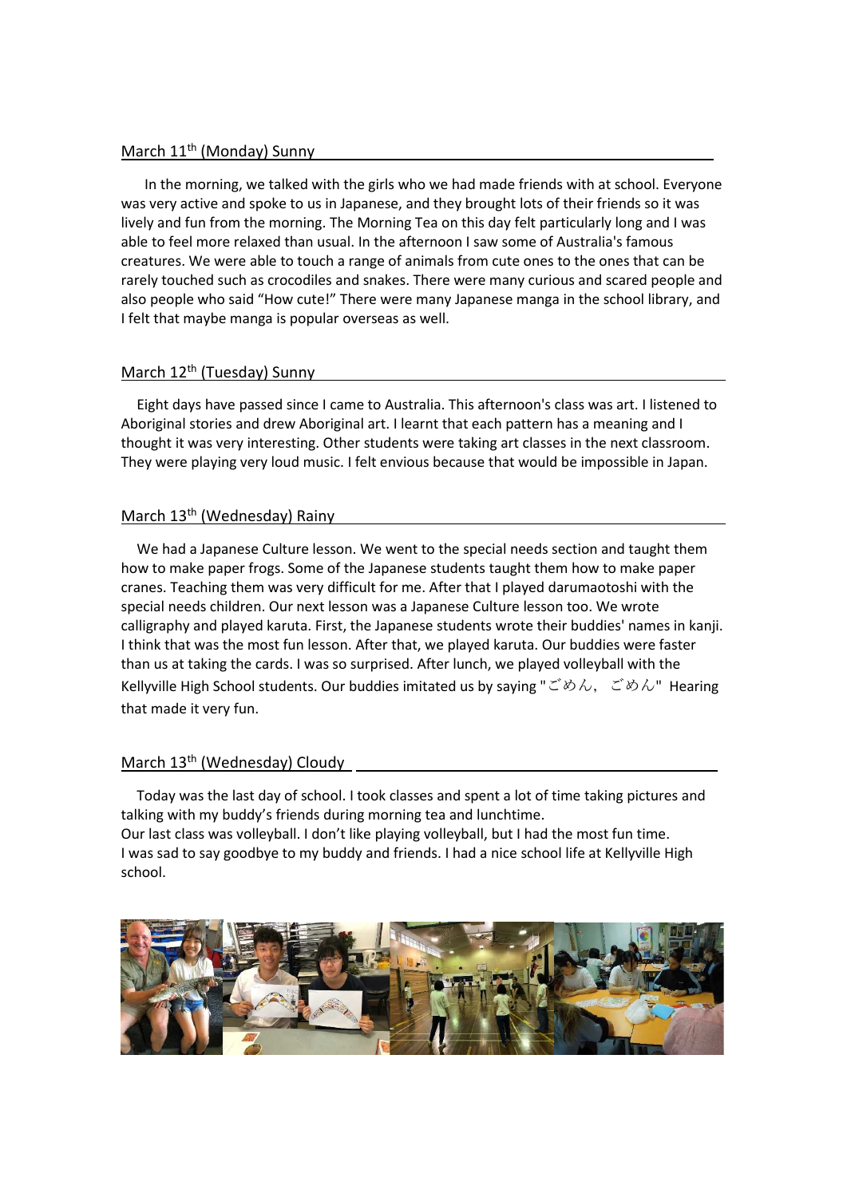March 11th (Monday) Sunny

In the morning, we talked with the girls who we had made friends with at school. Everyone was very active and spoke to us in Japanese, and they brought lots of their friends so it was lively and fun from the morning. The Morning Tea on this day felt particularly long and I was able to feel more relaxed than usual. In the afternoon I saw some of Australia's famous creatures. We were able to touch a range of animals from cute ones to the ones that can be rarely touched such as crocodiles and snakes. There were many curious and scared people and also people who said “How cute!” There were many Japanese manga in the school library, and I felt that maybe manga is popular overseas as well.

March 12th (Tuesday) Sunny

Eight days have passed since I came to Australia. This afternoon's class was art. I listened to Aboriginal stories and drew Aboriginal art. I learnt that each pattern has a meaning and I thought it was very interesting. Other students were taking art classes in the next classroom. They were playing very loud music. I felt envious because that would be impossible in Japan.

March 13th (Wednesday) Rainy

We had a Japanese Culture lesson. We went to the special needs section and taught them how to make paper frogs. Some of the Japanese students taught them how to make paper cranes. Teaching them was very difficult for me. After that I played darumaotoshi with the special needs children. Our next lesson was a Japanese Culture lesson too. We wrote calligraphy and played karuta. First, the Japanese students wrote their buddies' names in kanji. I think that was the most fun lesson. After that, we played karuta. Our buddies were faster than us at taking the cards. I was so surprised. After lunch, we played volleyball with the Kellyville High School students. Our buddies imitated us by saying "ごめん, ごめん" Hearing that made it very fun.

March 13th (Wednesday) Cloudy

Today was the last day of school. I took classes and spent a lot of time taking pictures and talking with my buddy’s friends during morning tea and lunchtime.
Our last class was volleyball. I don’t like playing volleyball, but I had the most fun time.
I was sad to say goodbye to my buddy and friends. I had a nice school life at Kellyville High school.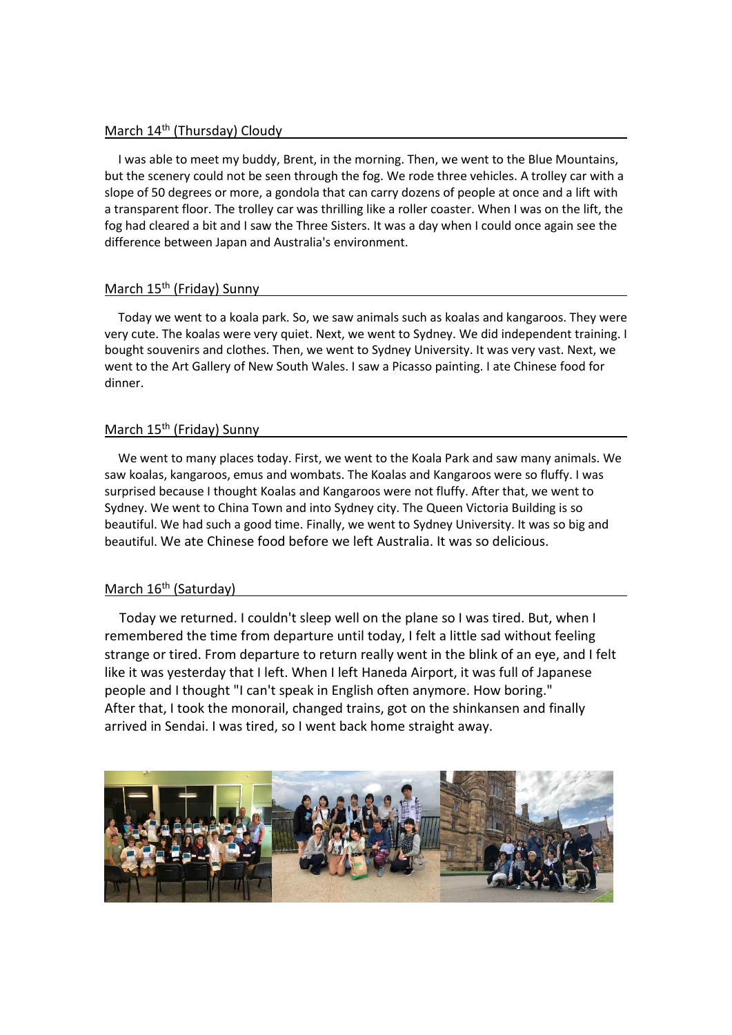## March 14th (Thursday) Cloudy

I was able to meet my buddy, Brent, in the morning. Then, we went to the Blue Mountains, but the scenery could not be seen through the fog. We rode three vehicles. A trolley car with a slope of 50 degrees or more, a gondola that can carry dozens of people at once and a lift with a transparent floor. The trolley car was thrilling like a roller coaster. When I was on the lift, the fog had cleared a bit and I saw the Three Sisters. It was a day when I could once again see the difference between Japan and Australia's environment.

## March 15th (Friday) Sunny

Today we went to a koala park. So, we saw animals such as koalas and kangaroos. They were very cute. The koalas were very quiet. Next, we went to Sydney. We did independent training. I bought souvenirs and clothes. Then, we went to Sydney University. It was very vast. Next, we went to the Art Gallery of New South Wales. I saw a Picasso painting. I ate Chinese food for dinner.

## March 15th (Friday) Sunny

We went to many places today. First, we went to the Koala Park and saw many animals. We saw koalas, kangaroos, emus and wombats. The Koalas and Kangaroos were so fluffy. I was surprised because I thought Koalas and Kangaroos were not fluffy. After that, we went to Sydney. We went to China Town and into Sydney city. The Queen Victoria Building is so beautiful. We had such a good time. Finally, we went to Sydney University. It was so big and beautiful. We ate Chinese food before we left Australia. It was so delicious.

## March 16th (Saturday)

Today we returned. I couldn't sleep well on the plane so I was tired. But, when I remembered the time from departure until today, I felt a little sad without feeling strange or tired. From departure to return really went in the blink of an eye, and I felt like it was yesterday that I left. When I left Haneda Airport, it was full of Japanese people and I thought "I can't speak in English often anymore. How boring."
After that, I took the monorail, changed trains, got on the shinkansen and finally arrived in Sendai. I was tired, so I went back home straight away.